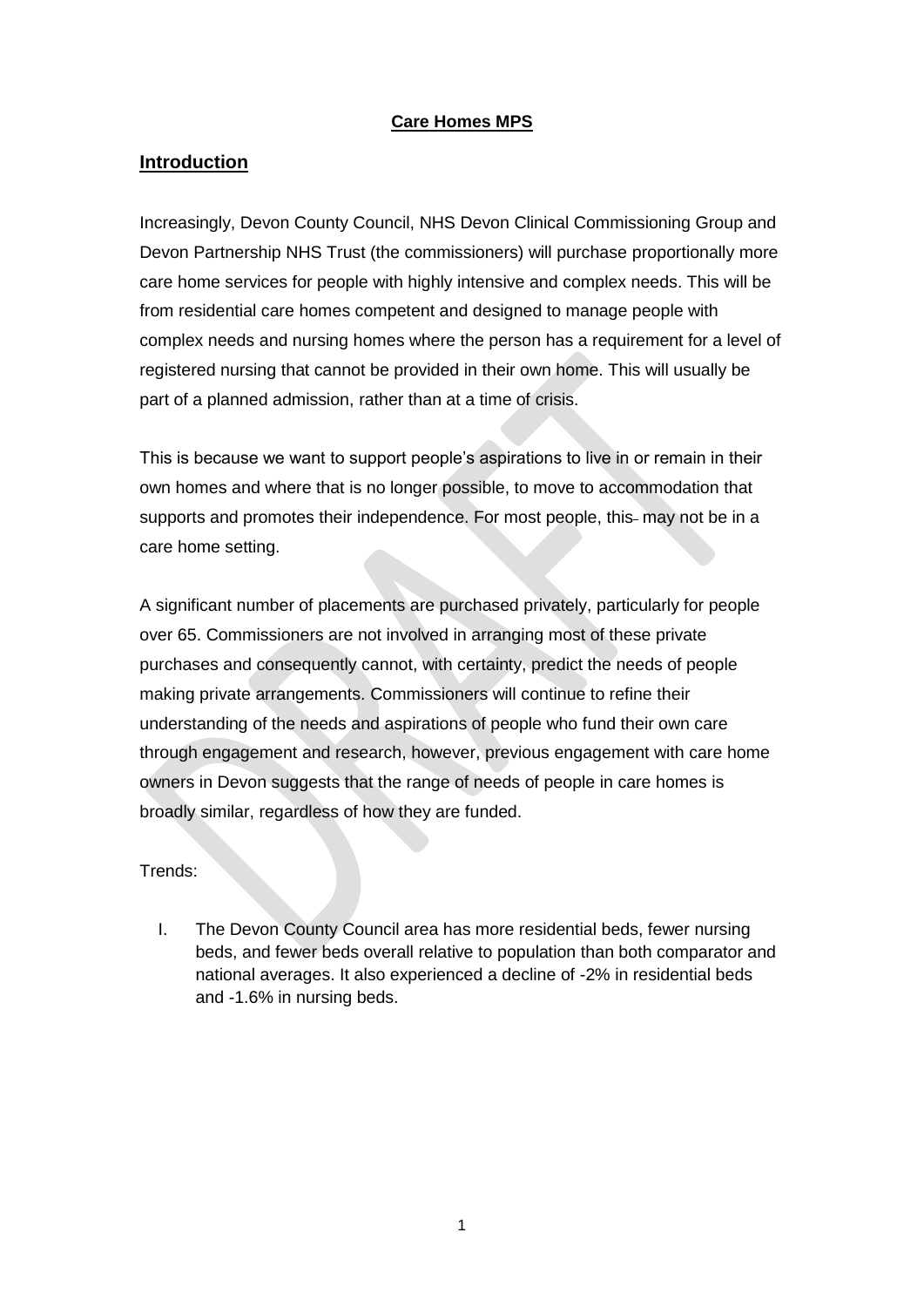**Care Homes MPS**

## Introduction

Increasingly, Devon County Council, NHS Devon Clinical Commissioning Group and Devon Partnership NHS Trust (the commissioners) will purchase proportionally more care home services for people with highly intensive and complex needs. This will be from residential care homes competent and designed to manage people with complex needs and nursing homes where the person has a requirement for a level of registered nursing that cannot be provided in their own home. This will usually be part of a planned admission, rather than at a time of crisis.

This is because we want to support people's aspirations to live in or remain in their own homes and where that is no longer possible, to move to accommodation that supports and promotes their independence. For most people, this may not be in a care home setting.

A significant number of placements are purchased privately, particularly for people over 65. Commissioners are not involved in arranging most of these private purchases and consequently cannot, with certainty, predict the needs of people making private arrangements. Commissioners will continue to refine their understanding of the needs and aspirations of people who fund their own care through engagement and research, however, previous engagement with care home owners in Devon suggests that the range of needs of people in care homes is broadly similar, regardless of how they are funded.

Trends:

I. The Devon County Council area has more residential beds, fewer nursing beds, and fewer beds overall relative to population than both comparator and national averages. It also experienced a decline of -2% in residential beds and -1.6% in nursing beds.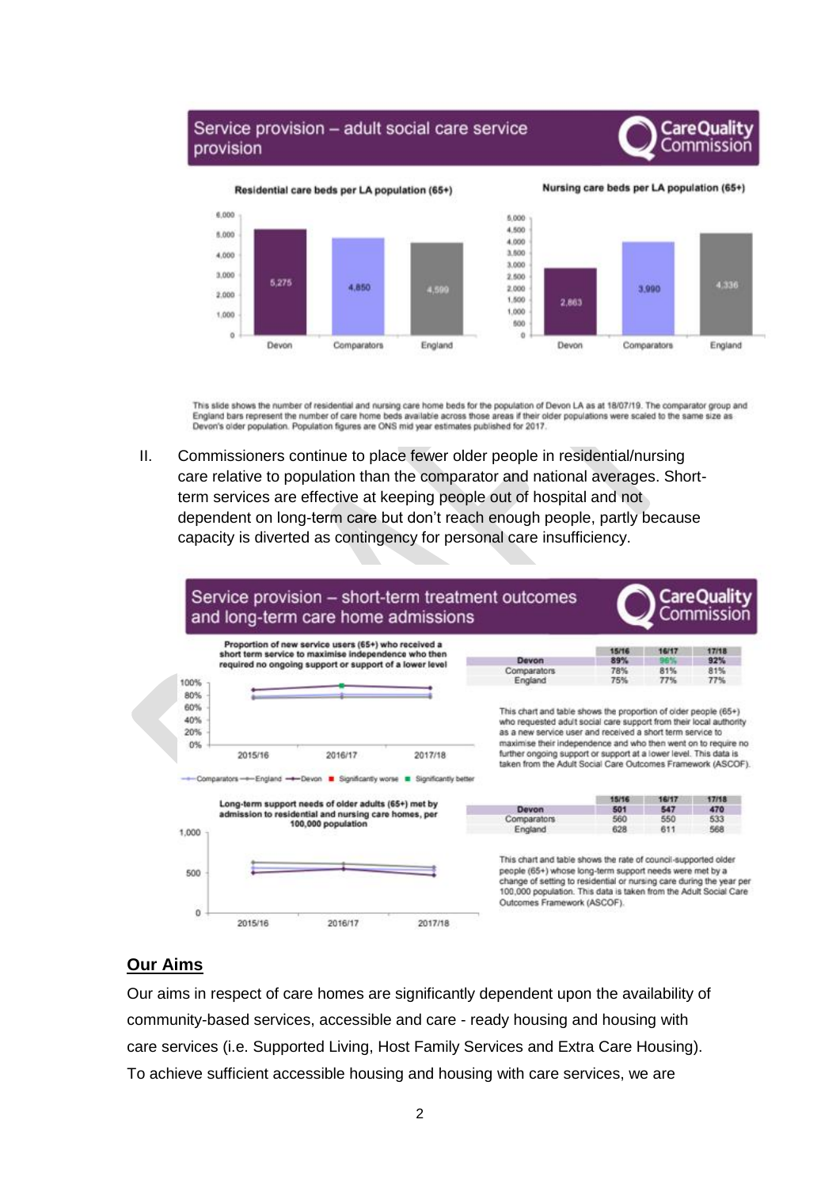## Service provision – adult social care service provision

**Residential care beds per LA population (65+)**

| | Devon | Comparators | England |
|---|---|---|---|
| Residential care beds | 5,275 | 4,850 | 4,599 |

**Nursing care beds per LA population (65+)**

| | Devon | Comparators | England |
|---|---|---|---|
| Nursing care beds | 2,863 | 3,990 | 4,336 |

This slide shows the number of residential and nursing care home beds for the population of Devon LA as at 18/07/19. The comparator group and England bars represent the number of care home beds available across those areas if their older populations were scaled to the same size as Devon's older population. Population figures are ONS mid year estimates published for 2017.

II. Commissioners continue to place fewer older people in residential/nursing care relative to population than the comparator and national averages. Short-term services are effective at keeping people out of hospital and not dependent on long-term care but don't reach enough people, partly because capacity is diverted as contingency for personal care insufficiency.

## Service provision – short-term treatment outcomes and long-term care home admissions

**Proportion of new service users (65+) who received a short term service to maximise independence who then required no ongoing support or support of a lower level**

| | 15/16 | 16/17 | 17/18 |
|---|---|---|---|
| Devon | 89% | 96% | 92% |
| Comparators | 78% | 81% | 81% |
| England | 75% | 77% | 77% |

This chart and table shows the proportion of older people (65+) who requested adult social care support from their local authority as a new service user and received a short term service to maximise their independence and who then went on to require no further ongoing support or support at a lower level. This data is taken from the Adult Social Care Outcomes Framework (ASCOF).

**Long-term support needs of older adults (65+) met by admission to residential and nursing care homes, per 100,000 population**

| | 15/16 | 16/17 | 17/18 |
|---|---|---|---|
| Devon | 501 | 547 | 470 |
| Comparators | 560 | 550 | 533 |
| England | 628 | 611 | 568 |

This chart and table shows the rate of council-supported older people (65+) whose long-term support needs were met by a change of setting to residential or nursing care during the year per 100,000 population. This data is taken from the Adult Social Care Outcomes Framework (ASCOF).

## Our Aims

Our aims in respect of care homes are significantly dependent upon the availability of community-based services, accessible and care - ready housing and housing with care services (i.e. Supported Living, Host Family Services and Extra Care Housing). To achieve sufficient accessible housing and housing with care services, we are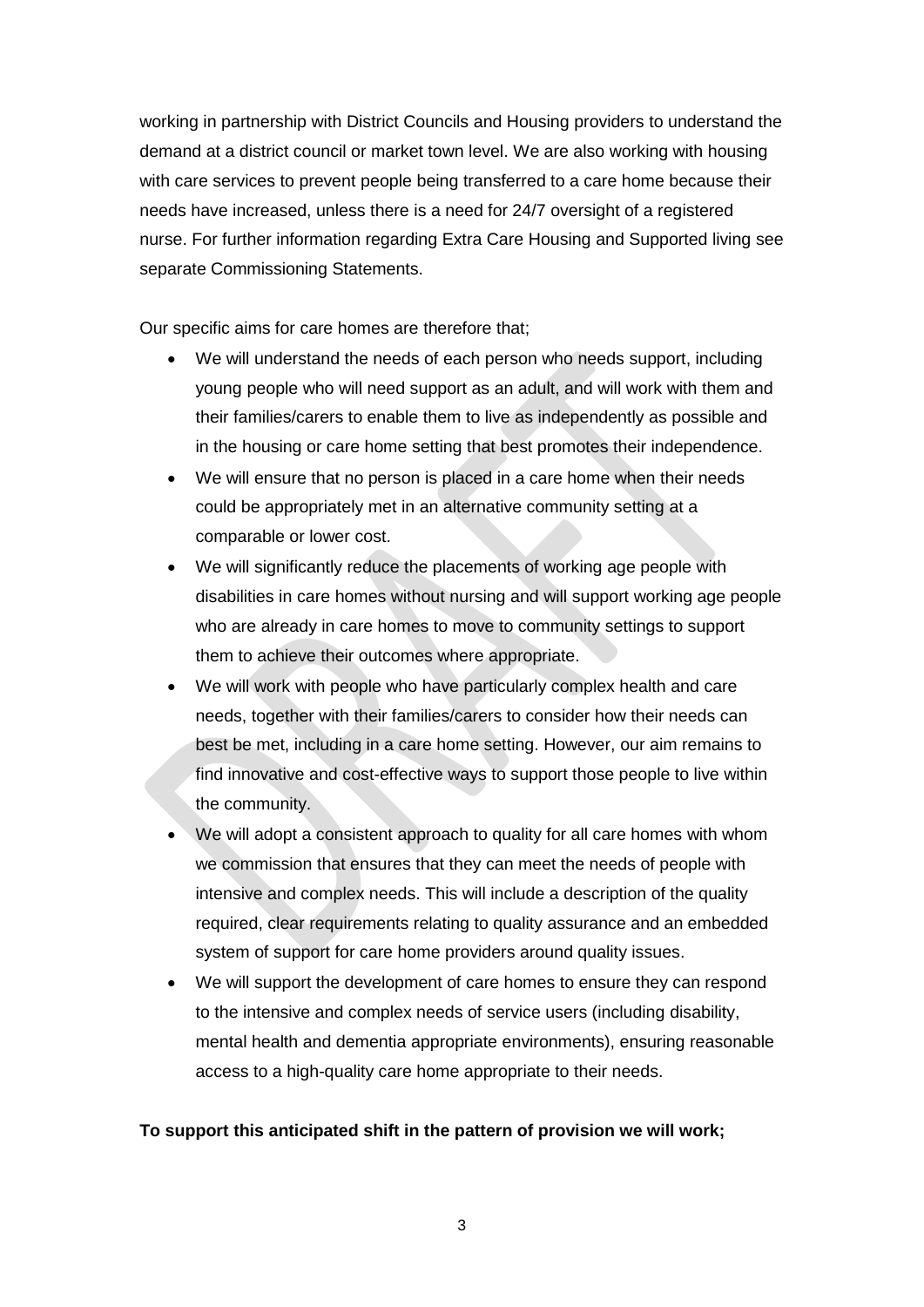working in partnership with District Councils and Housing providers to understand the demand at a district council or market town level. We are also working with housing with care services to prevent people being transferred to a care home because their needs have increased, unless there is a need for 24/7 oversight of a registered nurse. For further information regarding Extra Care Housing and Supported living see separate Commissioning Statements.

Our specific aims for care homes are therefore that;

- We will understand the needs of each person who needs support, including young people who will need support as an adult, and will work with them and their families/carers to enable them to live as independently as possible and in the housing or care home setting that best promotes their independence.
- We will ensure that no person is placed in a care home when their needs could be appropriately met in an alternative community setting at a comparable or lower cost.
- We will significantly reduce the placements of working age people with disabilities in care homes without nursing and will support working age people who are already in care homes to move to community settings to support them to achieve their outcomes where appropriate.
- We will work with people who have particularly complex health and care needs, together with their families/carers to consider how their needs can best be met, including in a care home setting. However, our aim remains to find innovative and cost-effective ways to support those people to live within the community.
- We will adopt a consistent approach to quality for all care homes with whom we commission that ensures that they can meet the needs of people with intensive and complex needs. This will include a description of the quality required, clear requirements relating to quality assurance and an embedded system of support for care home providers around quality issues.
- We will support the development of care homes to ensure they can respond to the intensive and complex needs of service users (including disability, mental health and dementia appropriate environments), ensuring reasonable access to a high-quality care home appropriate to their needs.

**To support this anticipated shift in the pattern of provision we will work;**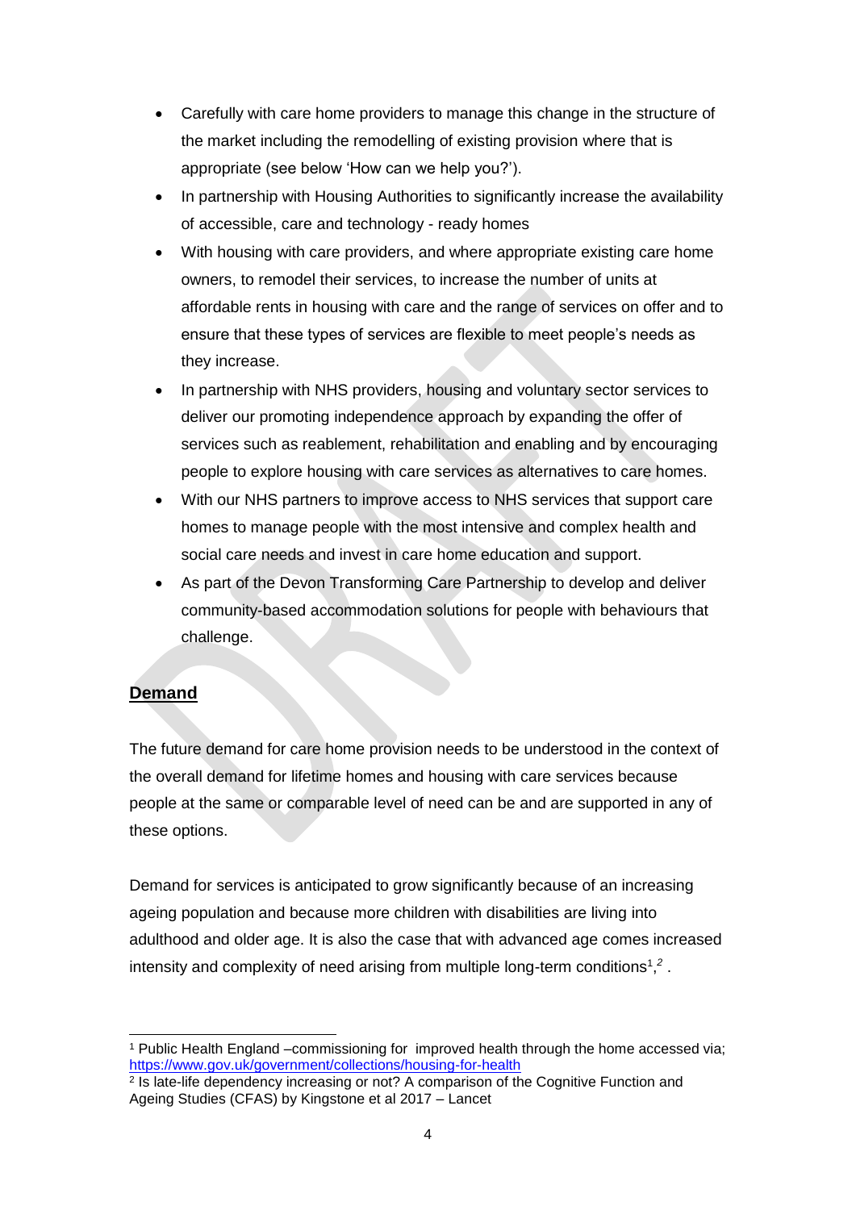- Carefully with care home providers to manage this change in the structure of the market including the remodelling of existing provision where that is appropriate (see below 'How can we help you?').
- In partnership with Housing Authorities to significantly increase the availability of accessible, care and technology - ready homes
- With housing with care providers, and where appropriate existing care home owners, to remodel their services, to increase the number of units at affordable rents in housing with care and the range of services on offer and to ensure that these types of services are flexible to meet people's needs as they increase.
- In partnership with NHS providers, housing and voluntary sector services to deliver our promoting independence approach by expanding the offer of services such as reablement, rehabilitation and enabling and by encouraging people to explore housing with care services as alternatives to care homes.
- With our NHS partners to improve access to NHS services that support care homes to manage people with the most intensive and complex health and social care needs and invest in care home education and support.
- As part of the Devon Transforming Care Partnership to develop and deliver community-based accommodation solutions for people with behaviours that challenge.

## Demand

The future demand for care home provision needs to be understood in the context of the overall demand for lifetime homes and housing with care services because people at the same or comparable level of need can be and are supported in any of these options.

Demand for services is anticipated to grow significantly because of an increasing ageing population and because more children with disabilities are living into adulthood and older age. It is also the case that with advanced age comes increased intensity and complexity of need arising from multiple long-term conditions[1,2].

---

[1] Public Health England –commissioning for improved health through the home accessed via; https://www.gov.uk/government/collections/housing-for-health

[2] Is late-life dependency increasing or not? A comparison of the Cognitive Function and Ageing Studies (CFAS) by Kingstone et al 2017 – Lancet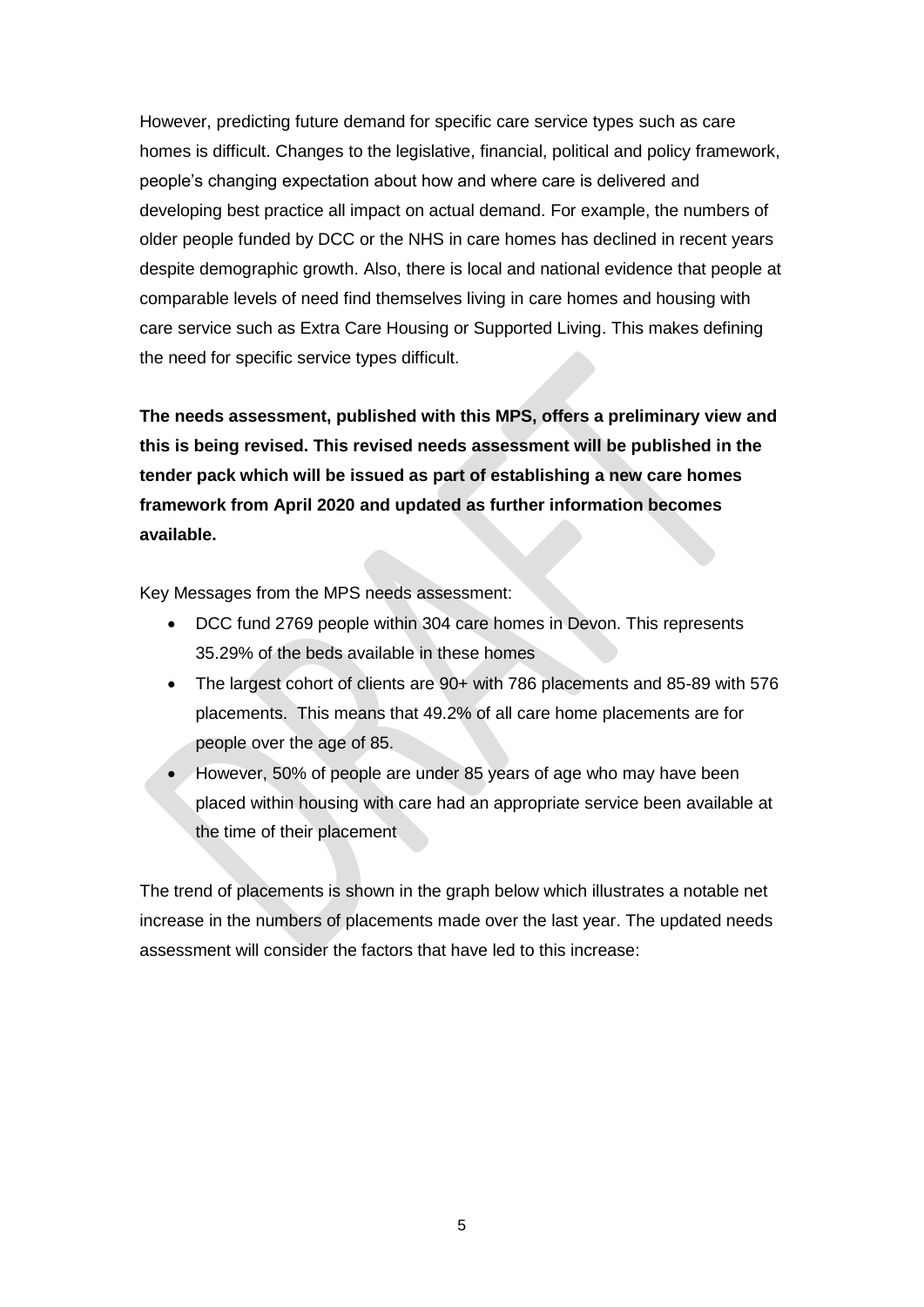However, predicting future demand for specific care service types such as care homes is difficult. Changes to the legislative, financial, political and policy framework, people's changing expectation about how and where care is delivered and developing best practice all impact on actual demand. For example, the numbers of older people funded by DCC or the NHS in care homes has declined in recent years despite demographic growth. Also, there is local and national evidence that people at comparable levels of need find themselves living in care homes and housing with care service such as Extra Care Housing or Supported Living. This makes defining the need for specific service types difficult.

**The needs assessment, published with this MPS, offers a preliminary view and this is being revised. This revised needs assessment will be published in the tender pack which will be issued as part of establishing a new care homes framework from April 2020 and updated as further information becomes available.**

Key Messages from the MPS needs assessment:

- DCC fund 2769 people within 304 care homes in Devon. This represents 35.29% of the beds available in these homes
- The largest cohort of clients are 90+ with 786 placements and 85-89 with 576 placements. This means that 49.2% of all care home placements are for people over the age of 85.
- However, 50% of people are under 85 years of age who may have been placed within housing with care had an appropriate service been available at the time of their placement

The trend of placements is shown in the graph below which illustrates a notable net increase in the numbers of placements made over the last year. The updated needs assessment will consider the factors that have led to this increase: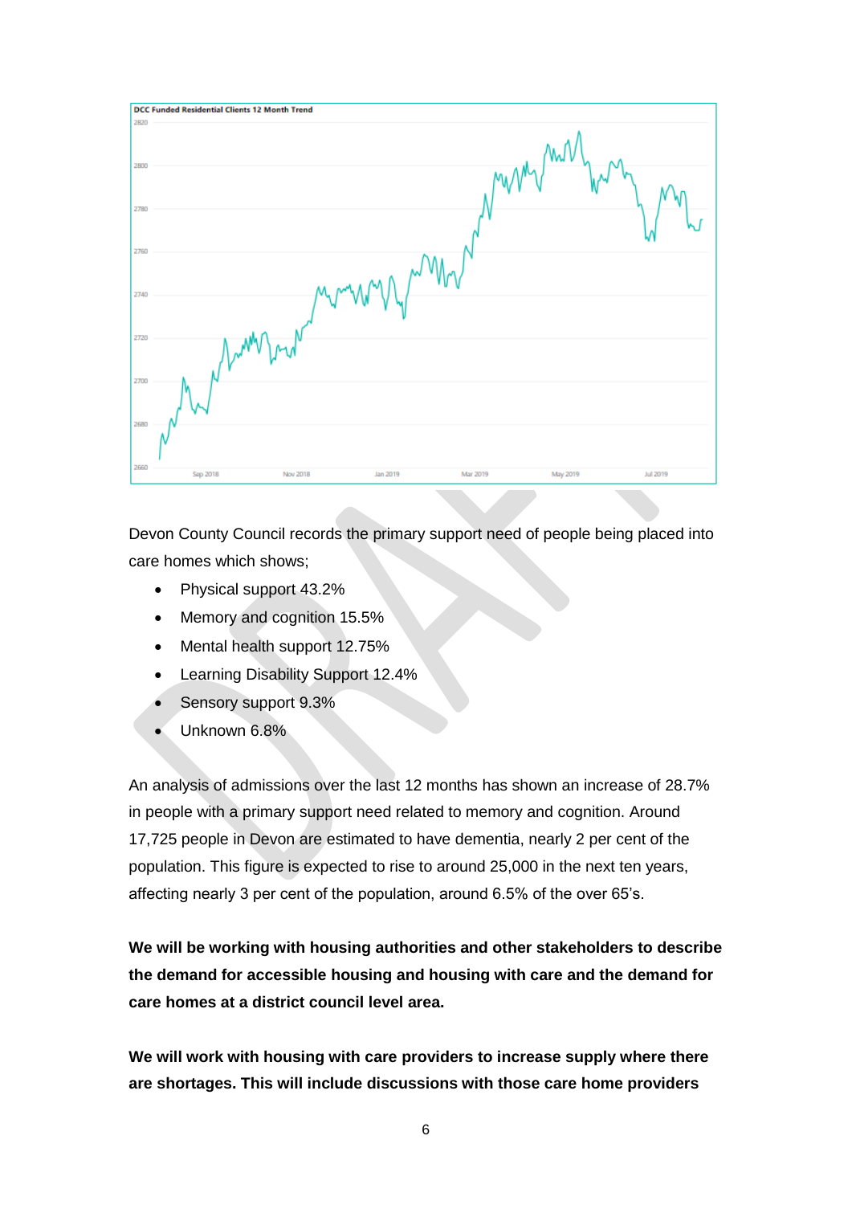DCC Funded Residential Clients 12 Month Trend

Devon County Council records the primary support need of people being placed into care homes which shows;

- Physical support 43.2%
- Memory and cognition 15.5%
- Mental health support 12.75%
- Learning Disability Support 12.4%
- Sensory support 9.3%
- Unknown 6.8%

An analysis of admissions over the last 12 months has shown an increase of 28.7% in people with a primary support need related to memory and cognition. Around 17,725 people in Devon are estimated to have dementia, nearly 2 per cent of the population. This figure is expected to rise to around 25,000 in the next ten years, affecting nearly 3 per cent of the population, around 6.5% of the over 65's.

**We will be working with housing authorities and other stakeholders to describe the demand for accessible housing and housing with care and the demand for care homes at a district council level area.**

**We will work with housing with care providers to increase supply where there are shortages. This will include discussions with those care home providers**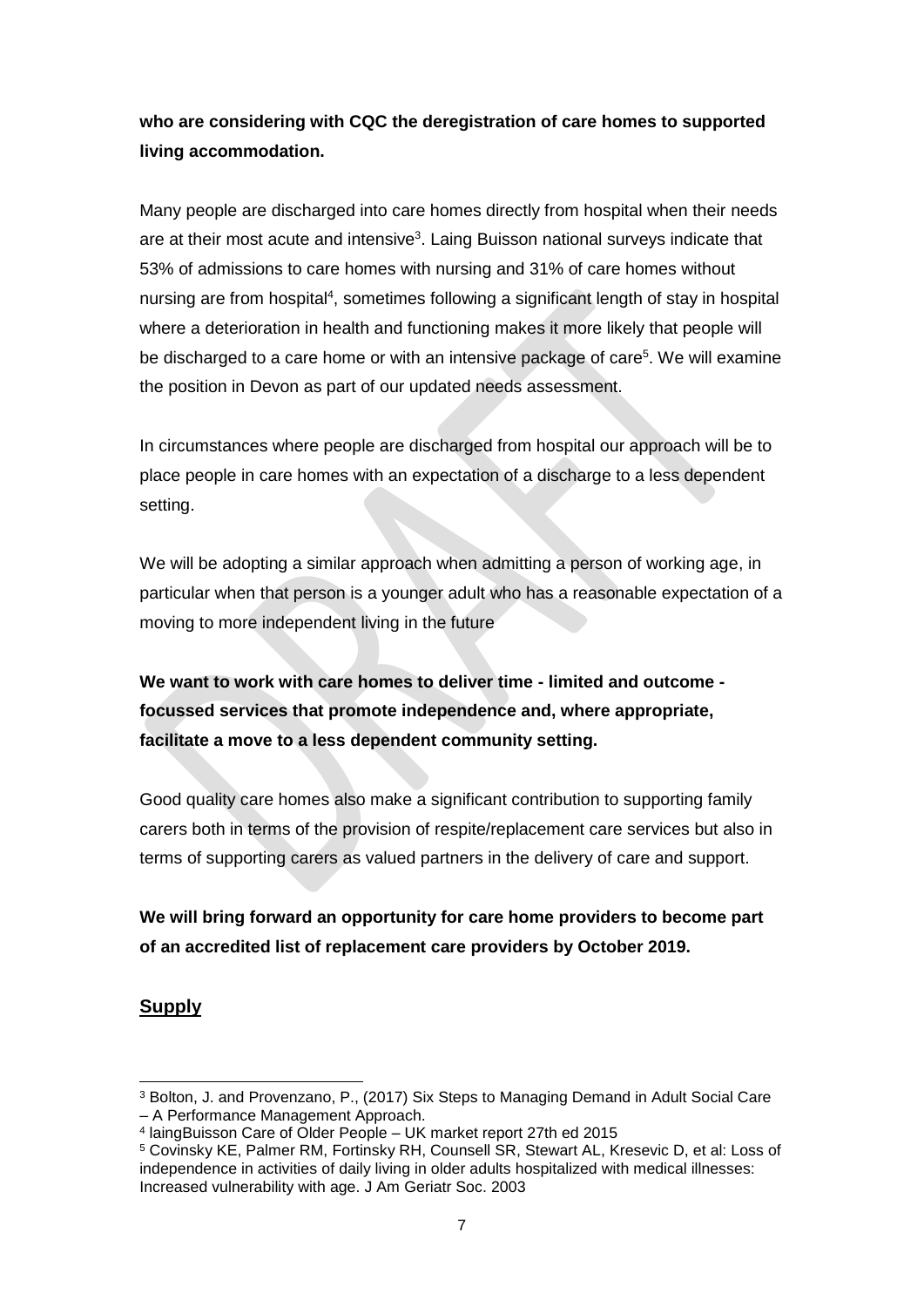**who are considering with CQC the deregistration of care homes to supported living accommodation.**

Many people are discharged into care homes directly from hospital when their needs are at their most acute and intensive[3]. Laing Buisson national surveys indicate that 53% of admissions to care homes with nursing and 31% of care homes without nursing are from hospital[4], sometimes following a significant length of stay in hospital where a deterioration in health and functioning makes it more likely that people will be discharged to a care home or with an intensive package of care[5]. We will examine the position in Devon as part of our updated needs assessment.

In circumstances where people are discharged from hospital our approach will be to place people in care homes with an expectation of a discharge to a less dependent setting.

We will be adopting a similar approach when admitting a person of working age, in particular when that person is a younger adult who has a reasonable expectation of a moving to more independent living in the future

**We want to work with care homes to deliver time - limited and outcome - focussed services that promote independence and, where appropriate, facilitate a move to a less dependent community setting.**

Good quality care homes also make a significant contribution to supporting family carers both in terms of the provision of respite/replacement care services but also in terms of supporting carers as valued partners in the delivery of care and support.

**We will bring forward an opportunity for care home providers to become part of an accredited list of replacement care providers by October 2019.**

## Supply

---

[3] Bolton, J. and Provenzano, P., (2017) Six Steps to Managing Demand in Adult Social Care – A Performance Management Approach.

[4] laingBuisson Care of Older People – UK market report 27th ed 2015

[5] Covinsky KE, Palmer RM, Fortinsky RH, Counsell SR, Stewart AL, Kresevic D, et al: Loss of independence in activities of daily living in older adults hospitalized with medical illnesses: Increased vulnerability with age. J Am Geriatr Soc. 2003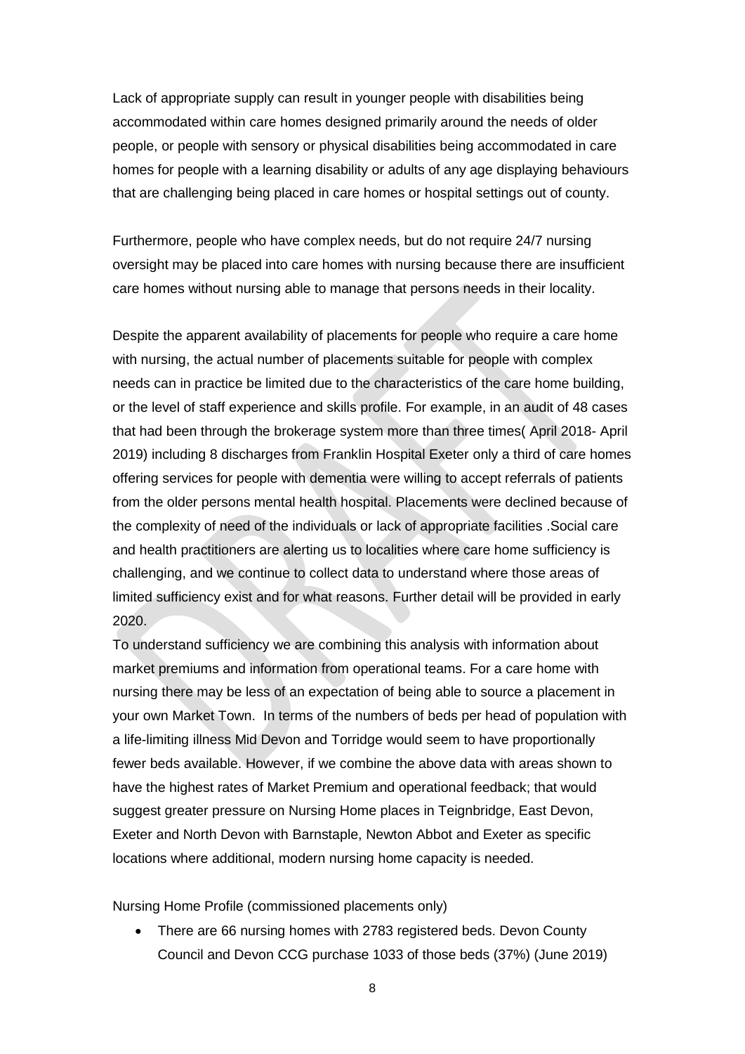Lack of appropriate supply can result in younger people with disabilities being accommodated within care homes designed primarily around the needs of older people, or people with sensory or physical disabilities being accommodated in care homes for people with a learning disability or adults of any age displaying behaviours that are challenging being placed in care homes or hospital settings out of county.

Furthermore, people who have complex needs, but do not require 24/7 nursing oversight may be placed into care homes with nursing because there are insufficient care homes without nursing able to manage that persons needs in their locality.

Despite the apparent availability of placements for people who require a care home with nursing, the actual number of placements suitable for people with complex needs can in practice be limited due to the characteristics of the care home building, or the level of staff experience and skills profile. For example, in an audit of 48 cases that had been through the brokerage system more than three times( April 2018- April 2019) including 8 discharges from Franklin Hospital Exeter only a third of care homes offering services for people with dementia were willing to accept referrals of patients from the older persons mental health hospital. Placements were declined because of the complexity of need of the individuals or lack of appropriate facilities .Social care and health practitioners are alerting us to localities where care home sufficiency is challenging, and we continue to collect data to understand where those areas of limited sufficiency exist and for what reasons. Further detail will be provided in early 2020.
To understand sufficiency we are combining this analysis with information about market premiums and information from operational teams. For a care home with nursing there may be less of an expectation of being able to source a placement in your own Market Town. In terms of the numbers of beds per head of population with a life-limiting illness Mid Devon and Torridge would seem to have proportionally fewer beds available. However, if we combine the above data with areas shown to have the highest rates of Market Premium and operational feedback; that would suggest greater pressure on Nursing Home places in Teignbridge, East Devon, Exeter and North Devon with Barnstaple, Newton Abbot and Exeter as specific locations where additional, modern nursing home capacity is needed.

Nursing Home Profile (commissioned placements only)

- There are 66 nursing homes with 2783 registered beds. Devon County Council and Devon CCG purchase 1033 of those beds (37%) (June 2019)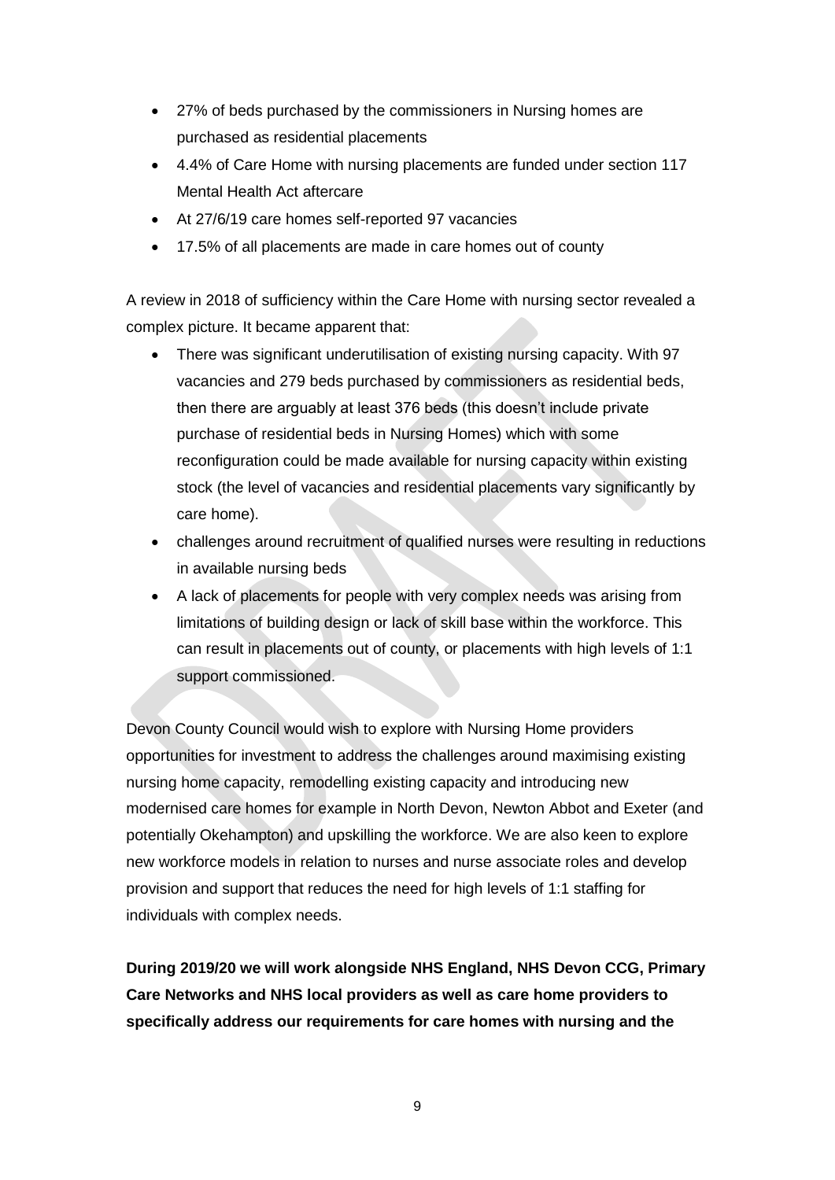- 27% of beds purchased by the commissioners in Nursing homes are purchased as residential placements
- 4.4% of Care Home with nursing placements are funded under section 117 Mental Health Act aftercare
- At 27/6/19 care homes self-reported 97 vacancies
- 17.5% of all placements are made in care homes out of county

A review in 2018 of sufficiency within the Care Home with nursing sector revealed a complex picture. It became apparent that:

- There was significant underutilisation of existing nursing capacity. With 97 vacancies and 279 beds purchased by commissioners as residential beds, then there are arguably at least 376 beds (this doesn't include private purchase of residential beds in Nursing Homes) which with some reconfiguration could be made available for nursing capacity within existing stock (the level of vacancies and residential placements vary significantly by care home).
- challenges around recruitment of qualified nurses were resulting in reductions in available nursing beds
- A lack of placements for people with very complex needs was arising from limitations of building design or lack of skill base within the workforce. This can result in placements out of county, or placements with high levels of 1:1 support commissioned.

Devon County Council would wish to explore with Nursing Home providers opportunities for investment to address the challenges around maximising existing nursing home capacity, remodelling existing capacity and introducing new modernised care homes for example in North Devon, Newton Abbot and Exeter (and potentially Okehampton) and upskilling the workforce. We are also keen to explore new workforce models in relation to nurses and nurse associate roles and develop provision and support that reduces the need for high levels of 1:1 staffing for individuals with complex needs.

**During 2019/20 we will work alongside NHS England, NHS Devon CCG, Primary Care Networks and NHS local providers as well as care home providers to specifically address our requirements for care homes with nursing and the**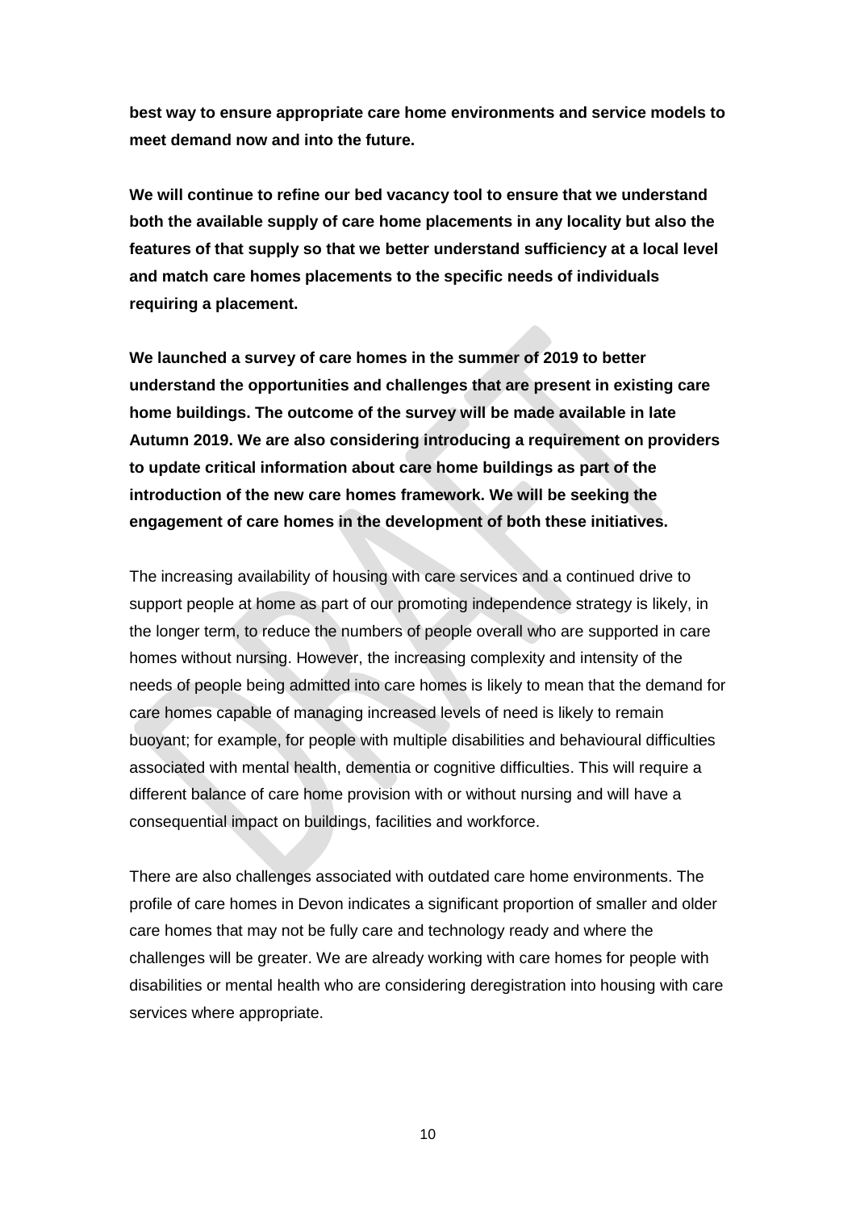**best way to ensure appropriate care home environments and service models to meet demand now and into the future.**

**We will continue to refine our bed vacancy tool to ensure that we understand both the available supply of care home placements in any locality but also the features of that supply so that we better understand sufficiency at a local level and match care homes placements to the specific needs of individuals requiring a placement.**

**We launched a survey of care homes in the summer of 2019 to better understand the opportunities and challenges that are present in existing care home buildings. The outcome of the survey will be made available in late Autumn 2019. We are also considering introducing a requirement on providers to update critical information about care home buildings as part of the introduction of the new care homes framework. We will be seeking the engagement of care homes in the development of both these initiatives.**

The increasing availability of housing with care services and a continued drive to support people at home as part of our promoting independence strategy is likely, in the longer term, to reduce the numbers of people overall who are supported in care homes without nursing. However, the increasing complexity and intensity of the needs of people being admitted into care homes is likely to mean that the demand for care homes capable of managing increased levels of need is likely to remain buoyant; for example, for people with multiple disabilities and behavioural difficulties associated with mental health, dementia or cognitive difficulties. This will require a different balance of care home provision with or without nursing and will have a consequential impact on buildings, facilities and workforce.

There are also challenges associated with outdated care home environments. The profile of care homes in Devon indicates a significant proportion of smaller and older care homes that may not be fully care and technology ready and where the challenges will be greater. We are already working with care homes for people with disabilities or mental health who are considering deregistration into housing with care services where appropriate.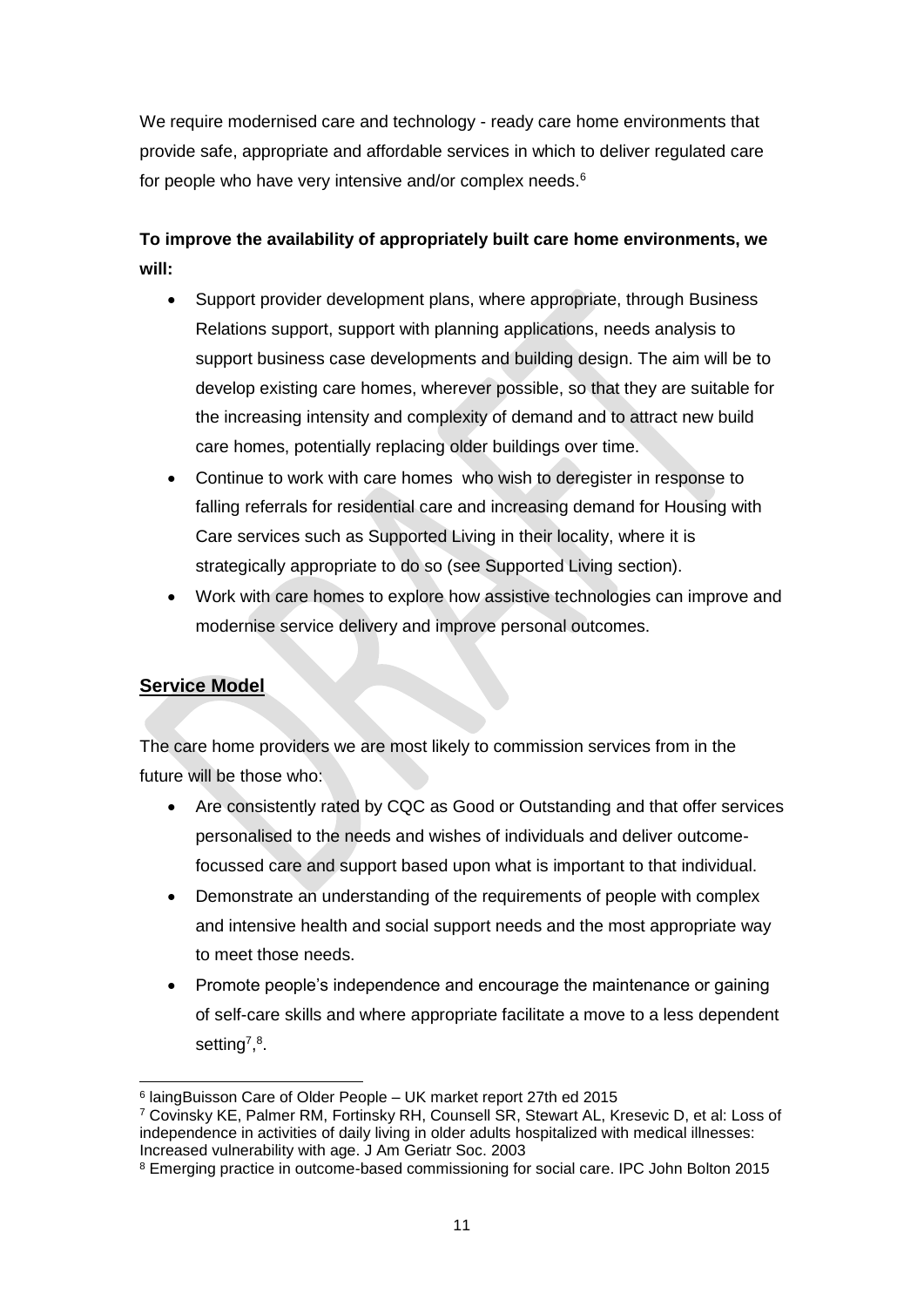We require modernised care and technology - ready care home environments that provide safe, appropriate and affordable services in which to deliver regulated care for people who have very intensive and/or complex needs.[6]

**To improve the availability of appropriately built care home environments, we will:**

- Support provider development plans, where appropriate, through Business Relations support, support with planning applications, needs analysis to support business case developments and building design. The aim will be to develop existing care homes, wherever possible, so that they are suitable for the increasing intensity and complexity of demand and to attract new build care homes, potentially replacing older buildings over time.
- Continue to work with care homes who wish to deregister in response to falling referrals for residential care and increasing demand for Housing with Care services such as Supported Living in their locality, where it is strategically appropriate to do so (see Supported Living section).
- Work with care homes to explore how assistive technologies can improve and modernise service delivery and improve personal outcomes.

## Service Model

The care home providers we are most likely to commission services from in the future will be those who:

- Are consistently rated by CQC as Good or Outstanding and that offer services personalised to the needs and wishes of individuals and deliver outcome-focussed care and support based upon what is important to that individual.
- Demonstrate an understanding of the requirements of people with complex and intensive health and social support needs and the most appropriate way to meet those needs.
- Promote people's independence and encourage the maintenance or gaining of self-care skills and where appropriate facilitate a move to a less dependent setting[7],[8].

---

[6] laingBuisson Care of Older People – UK market report 27th ed 2015

[7] Covinsky KE, Palmer RM, Fortinsky RH, Counsell SR, Stewart AL, Kresevic D, et al: Loss of independence in activities of daily living in older adults hospitalized with medical illnesses: Increased vulnerability with age. J Am Geriatr Soc. 2003

[8] Emerging practice in outcome-based commissioning for social care. IPC John Bolton 2015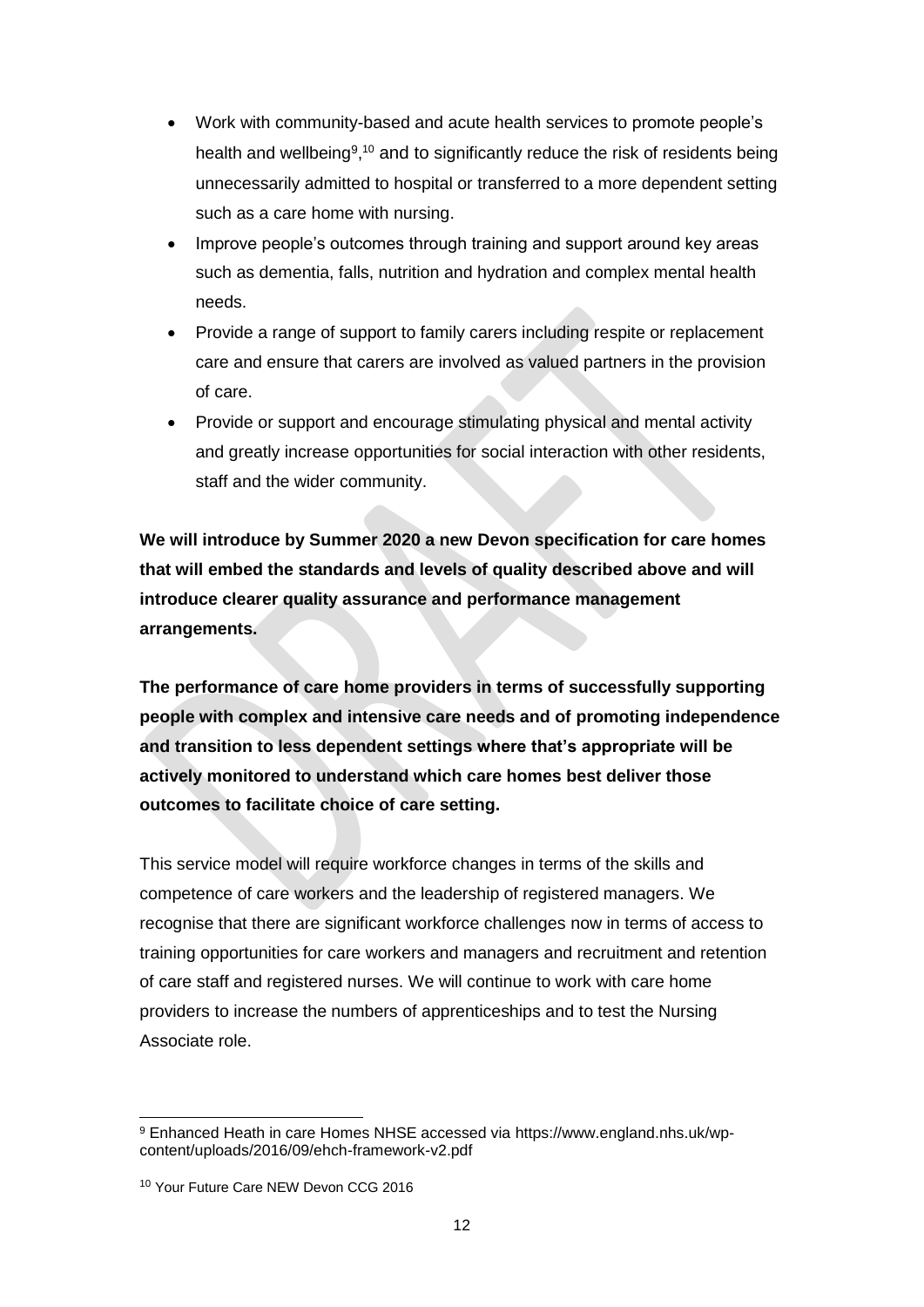- Work with community-based and acute health services to promote people's health and wellbeing[9],[10] and to significantly reduce the risk of residents being unnecessarily admitted to hospital or transferred to a more dependent setting such as a care home with nursing.
- Improve people's outcomes through training and support around key areas such as dementia, falls, nutrition and hydration and complex mental health needs.
- Provide a range of support to family carers including respite or replacement care and ensure that carers are involved as valued partners in the provision of care.
- Provide or support and encourage stimulating physical and mental activity and greatly increase opportunities for social interaction with other residents, staff and the wider community.

**We will introduce by Summer 2020 a new Devon specification for care homes that will embed the standards and levels of quality described above and will introduce clearer quality assurance and performance management arrangements.**

**The performance of care home providers in terms of successfully supporting people with complex and intensive care needs and of promoting independence and transition to less dependent settings where that's appropriate will be actively monitored to understand which care homes best deliver those outcomes to facilitate choice of care setting.**

This service model will require workforce changes in terms of the skills and competence of care workers and the leadership of registered managers. We recognise that there are significant workforce challenges now in terms of access to training opportunities for care workers and managers and recruitment and retention of care staff and registered nurses. We will continue to work with care home providers to increase the numbers of apprenticeships and to test the Nursing Associate role.

---

[9] Enhanced Heath in care Homes NHSE accessed via https://www.england.nhs.uk/wp-content/uploads/2016/09/ehch-framework-v2.pdf

[10] Your Future Care NEW Devon CCG 2016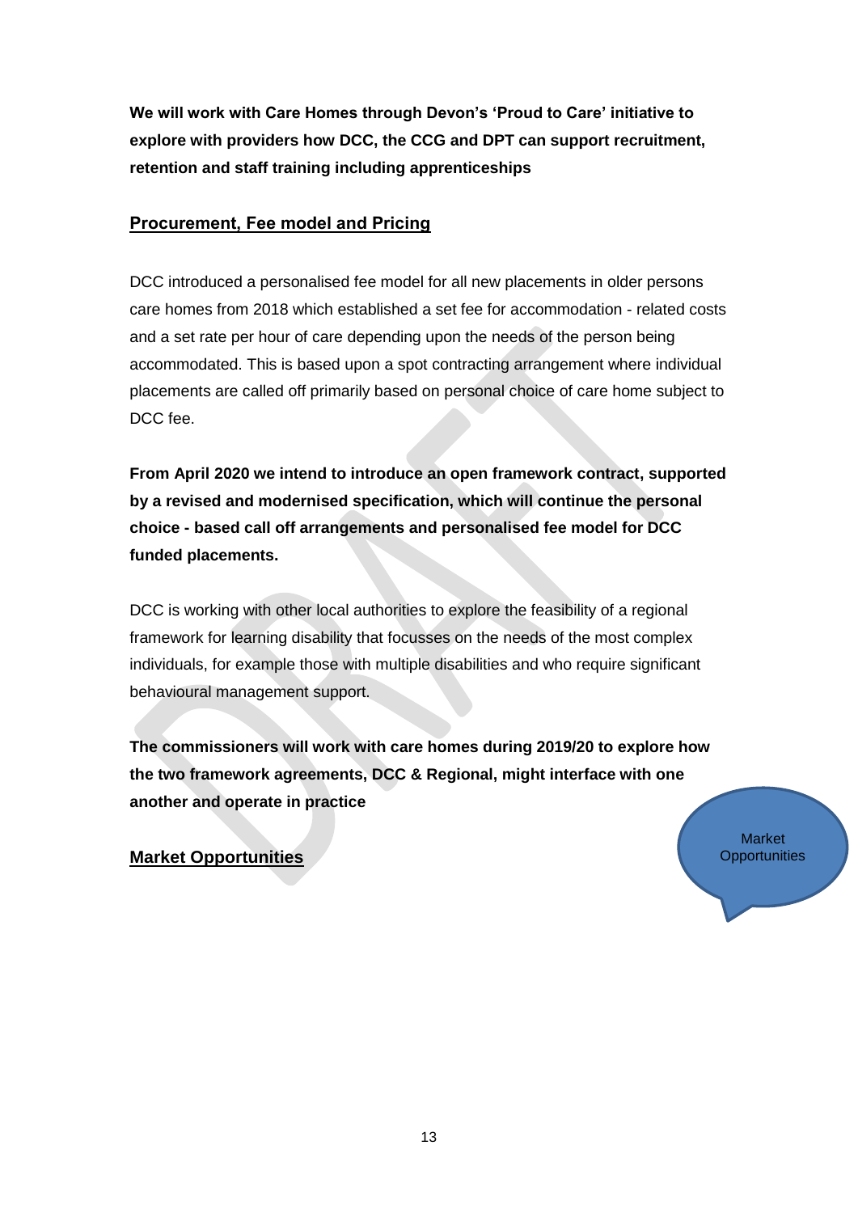**We will work with Care Homes through Devon's 'Proud to Care' initiative to explore with providers how DCC, the CCG and DPT can support recruitment, retention and staff training including apprenticeships**

## Procurement, Fee model and Pricing

DCC introduced a personalised fee model for all new placements in older persons care homes from 2018 which established a set fee for accommodation - related costs and a set rate per hour of care depending upon the needs of the person being accommodated. This is based upon a spot contracting arrangement where individual placements are called off primarily based on personal choice of care home subject to DCC fee.

**From April 2020 we intend to introduce an open framework contract, supported by a revised and modernised specification, which will continue the personal choice - based call off arrangements and personalised fee model for DCC funded placements.**

DCC is working with other local authorities to explore the feasibility of a regional framework for learning disability that focusses on the needs of the most complex individuals, for example those with multiple disabilities and who require significant behavioural management support.

**The commissioners will work with care homes during 2019/20 to explore how the two framework agreements, DCC & Regional, might interface with one another and operate in practice**

## Market Opportunities

Market Opportunities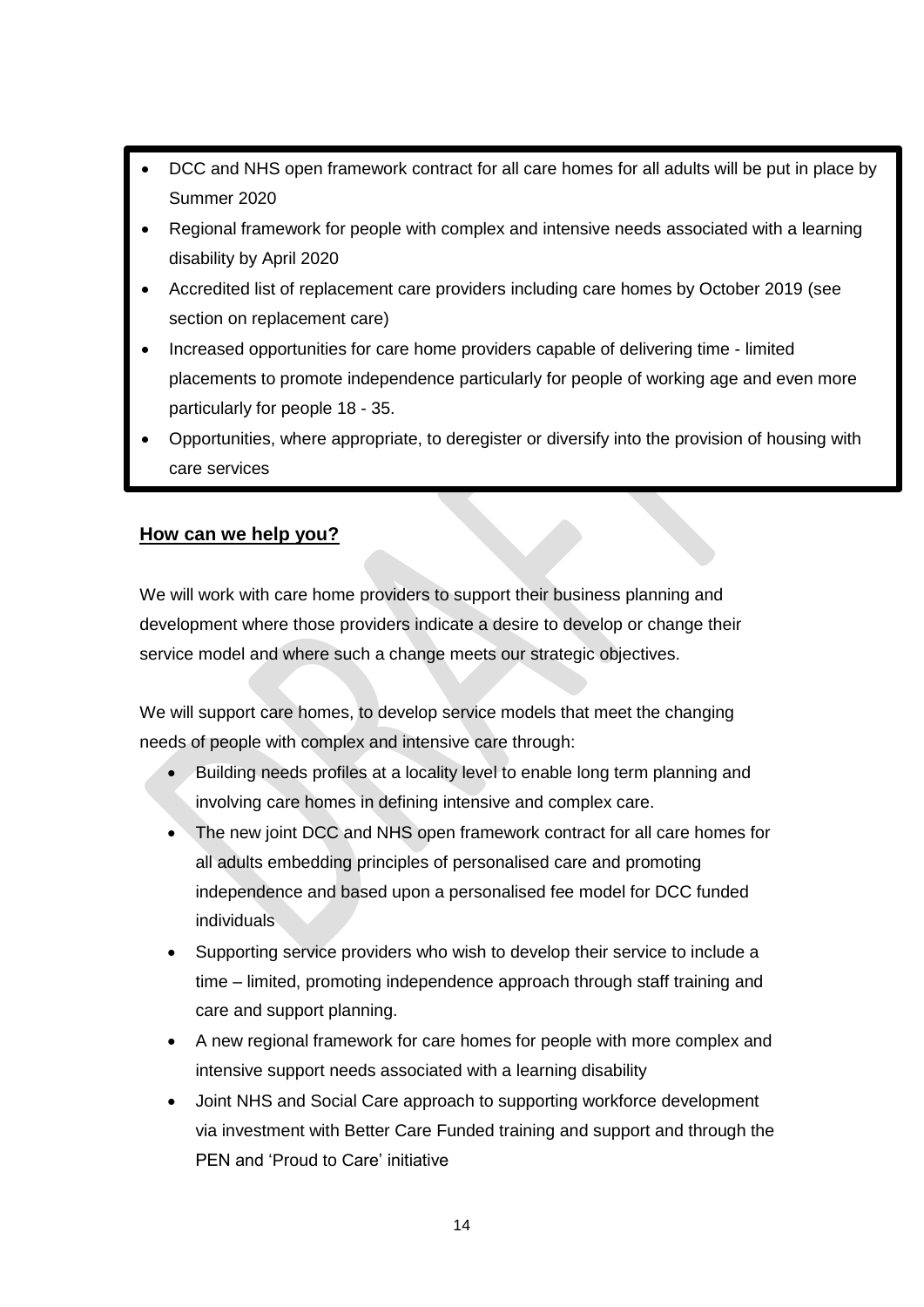- DCC and NHS open framework contract for all care homes for all adults will be put in place by Summer 2020
- Regional framework for people with complex and intensive needs associated with a learning disability by April 2020
- Accredited list of replacement care providers including care homes by October 2019 (see section on replacement care)
- Increased opportunities for care home providers capable of delivering time - limited placements to promote independence particularly for people of working age and even more particularly for people 18 - 35.
- Opportunities, where appropriate, to deregister or diversify into the provision of housing with care services

**How can we help you?**

We will work with care home providers to support their business planning and development where those providers indicate a desire to develop or change their service model and where such a change meets our strategic objectives.

We will support care homes, to develop service models that meet the changing needs of people with complex and intensive care through:

- Building needs profiles at a locality level to enable long term planning and involving care homes in defining intensive and complex care.
- The new joint DCC and NHS open framework contract for all care homes for all adults embedding principles of personalised care and promoting independence and based upon a personalised fee model for DCC funded individuals
- Supporting service providers who wish to develop their service to include a time – limited, promoting independence approach through staff training and care and support planning.
- A new regional framework for care homes for people with more complex and intensive support needs associated with a learning disability
- Joint NHS and Social Care approach to supporting workforce development via investment with Better Care Funded training and support and through the PEN and 'Proud to Care' initiative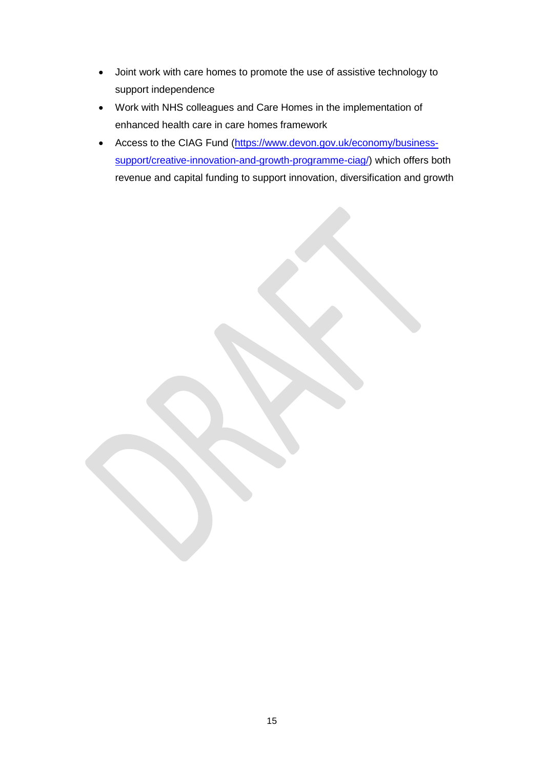- Joint work with care homes to promote the use of assistive technology to support independence
- Work with NHS colleagues and Care Homes in the implementation of enhanced health care in care homes framework
- Access to the CIAG Fund ([https://www.devon.gov.uk/economy/business-support/creative-innovation-and-growth-programme-ciag/](https://www.devon.gov.uk/economy/business-support/creative-innovation-and-growth-programme-ciag/)) which offers both revenue and capital funding to support innovation, diversification and growth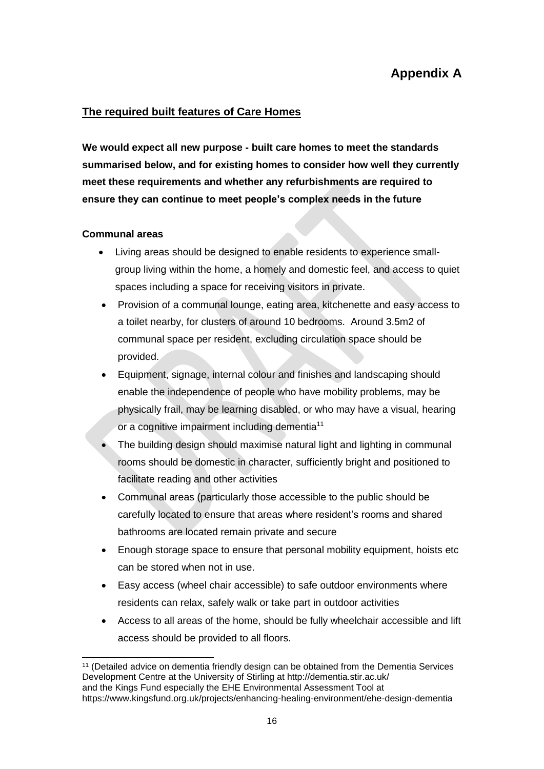# Appendix A

## The required built features of Care Homes

**We would expect all new purpose - built care homes to meet the standards summarised below, and for existing homes to consider how well they currently meet these requirements and whether any refurbishments are required to ensure they can continue to meet people's complex needs in the future**

### Communal areas

- Living areas should be designed to enable residents to experience small-group living within the home, a homely and domestic feel, and access to quiet spaces including a space for receiving visitors in private.
- Provision of a communal lounge, eating area, kitchenette and easy access to a toilet nearby, for clusters of around 10 bedrooms. Around 3.5m2 of communal space per resident, excluding circulation space should be provided.
- Equipment, signage, internal colour and finishes and landscaping should enable the independence of people who have mobility problems, may be physically frail, may be learning disabled, or who may have a visual, hearing or a cognitive impairment including dementia[11]
- The building design should maximise natural light and lighting in communal rooms should be domestic in character, sufficiently bright and positioned to facilitate reading and other activities
- Communal areas (particularly those accessible to the public should be carefully located to ensure that areas where resident's rooms and shared bathrooms are located remain private and secure
- Enough storage space to ensure that personal mobility equipment, hoists etc can be stored when not in use.
- Easy access (wheel chair accessible) to safe outdoor environments where residents can relax, safely walk or take part in outdoor activities
- Access to all areas of the home, should be fully wheelchair accessible and lift access should be provided to all floors.

---

[11] (Detailed advice on dementia friendly design can be obtained from the Dementia Services Development Centre at the University of Stirling at http://dementia.stir.ac.uk/ and the Kings Fund especially the EHE Environmental Assessment Tool at https://www.kingsfund.org.uk/projects/enhancing-healing-environment/ehe-design-dementia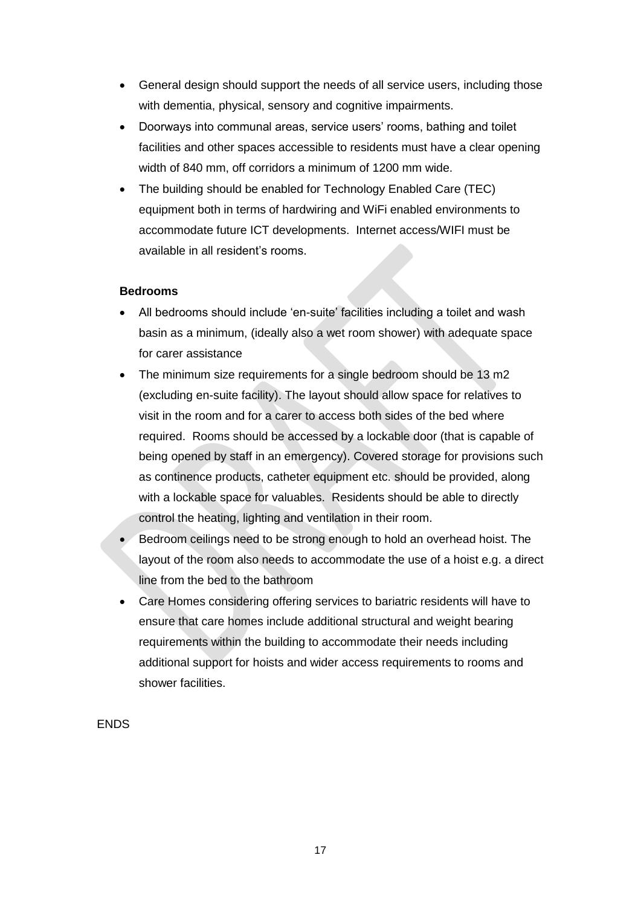- General design should support the needs of all service users, including those with dementia, physical, sensory and cognitive impairments.
- Doorways into communal areas, service users' rooms, bathing and toilet facilities and other spaces accessible to residents must have a clear opening width of 840 mm, off corridors a minimum of 1200 mm wide.
- The building should be enabled for Technology Enabled Care (TEC) equipment both in terms of hardwiring and WiFi enabled environments to accommodate future ICT developments. Internet access/WIFI must be available in all resident's rooms.

**Bedrooms**

- All bedrooms should include 'en-suite' facilities including a toilet and wash basin as a minimum, (ideally also a wet room shower) with adequate space for carer assistance
- The minimum size requirements for a single bedroom should be 13 m2 (excluding en-suite facility). The layout should allow space for relatives to visit in the room and for a carer to access both sides of the bed where required. Rooms should be accessed by a lockable door (that is capable of being opened by staff in an emergency). Covered storage for provisions such as continence products, catheter equipment etc. should be provided, along with a lockable space for valuables. Residents should be able to directly control the heating, lighting and ventilation in their room.
- Bedroom ceilings need to be strong enough to hold an overhead hoist. The layout of the room also needs to accommodate the use of a hoist e.g. a direct line from the bed to the bathroom
- Care Homes considering offering services to bariatric residents will have to ensure that care homes include additional structural and weight bearing requirements within the building to accommodate their needs including additional support for hoists and wider access requirements to rooms and shower facilities.

ENDS